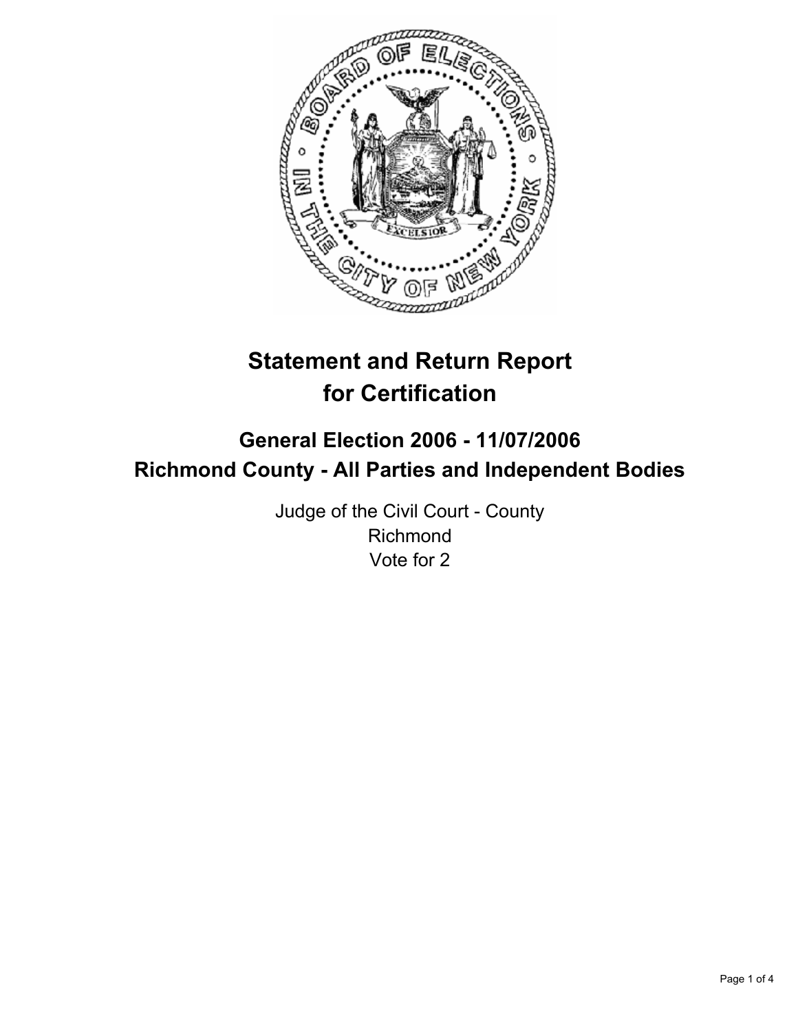# Statement and Return Report for Certification

## General Election 2006 - 11/07/2006
## Richmond County - All Parties and Independent Bodies

Judge of the Civil Court - County
Richmond
Vote for 2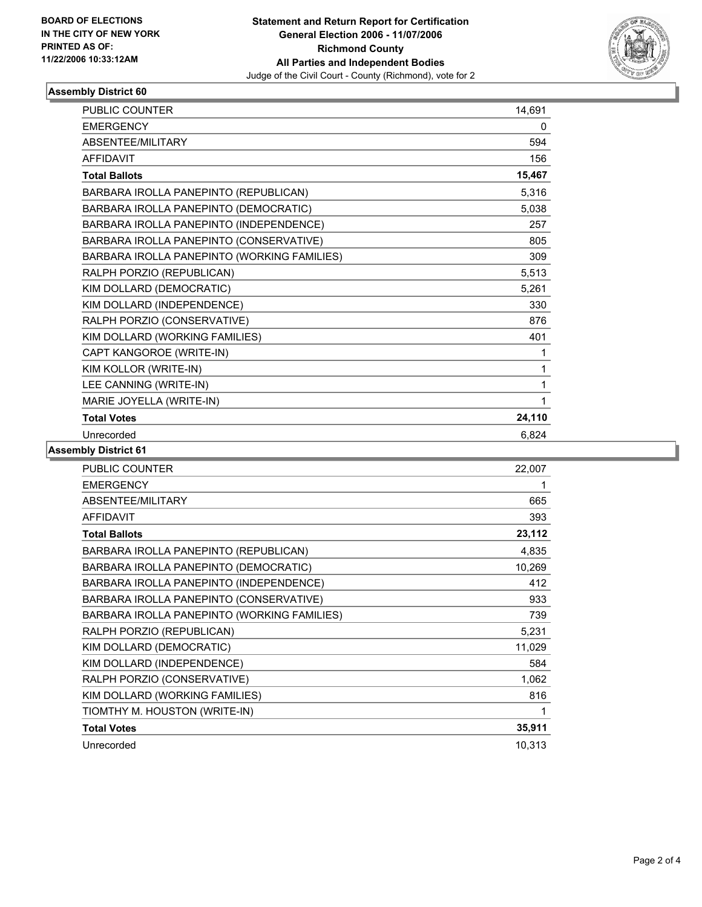**BOARD OF ELECTIONS IN THE CITY OF NEW YORK PRINTED AS OF: 11/22/2006 10:33:12AM**

**Statement and Return Report for Certification General Election 2006 - 11/07/2006 Richmond County All Parties and Independent Bodies**

Judge of the Civil Court - County (Richmond), vote for 2

### Assembly District 60

| | |
|---|---|
| PUBLIC COUNTER | 14,691 |
| EMERGENCY | 0 |
| ABSENTEE/MILITARY | 594 |
| AFFIDAVIT | 156 |
| **Total Ballots** | **15,467** |
| BARBARA IROLLA PANEPINTO (REPUBLICAN) | 5,316 |
| BARBARA IROLLA PANEPINTO (DEMOCRATIC) | 5,038 |
| BARBARA IROLLA PANEPINTO (INDEPENDENCE) | 257 |
| BARBARA IROLLA PANEPINTO (CONSERVATIVE) | 805 |
| BARBARA IROLLA PANEPINTO (WORKING FAMILIES) | 309 |
| RALPH PORZIO (REPUBLICAN) | 5,513 |
| KIM DOLLARD (DEMOCRATIC) | 5,261 |
| KIM DOLLARD (INDEPENDENCE) | 330 |
| RALPH PORZIO (CONSERVATIVE) | 876 |
| KIM DOLLARD (WORKING FAMILIES) | 401 |
| CAPT KANGOROE (WRITE-IN) | 1 |
| KIM KOLLOR (WRITE-IN) | 1 |
| LEE CANNING (WRITE-IN) | 1 |
| MARIE JOYELLA (WRITE-IN) | 1 |
| **Total Votes** | **24,110** |
| Unrecorded | 6,824 |

### Assembly District 61

| | |
|---|---|
| PUBLIC COUNTER | 22,007 |
| EMERGENCY | 1 |
| ABSENTEE/MILITARY | 665 |
| AFFIDAVIT | 393 |
| **Total Ballots** | **23,112** |
| BARBARA IROLLA PANEPINTO (REPUBLICAN) | 4,835 |
| BARBARA IROLLA PANEPINTO (DEMOCRATIC) | 10,269 |
| BARBARA IROLLA PANEPINTO (INDEPENDENCE) | 412 |
| BARBARA IROLLA PANEPINTO (CONSERVATIVE) | 933 |
| BARBARA IROLLA PANEPINTO (WORKING FAMILIES) | 739 |
| RALPH PORZIO (REPUBLICAN) | 5,231 |
| KIM DOLLARD (DEMOCRATIC) | 11,029 |
| KIM DOLLARD (INDEPENDENCE) | 584 |
| RALPH PORZIO (CONSERVATIVE) | 1,062 |
| KIM DOLLARD (WORKING FAMILIES) | 816 |
| TIOMTHY M. HOUSTON (WRITE-IN) | 1 |
| **Total Votes** | **35,911** |
| Unrecorded | 10,313 |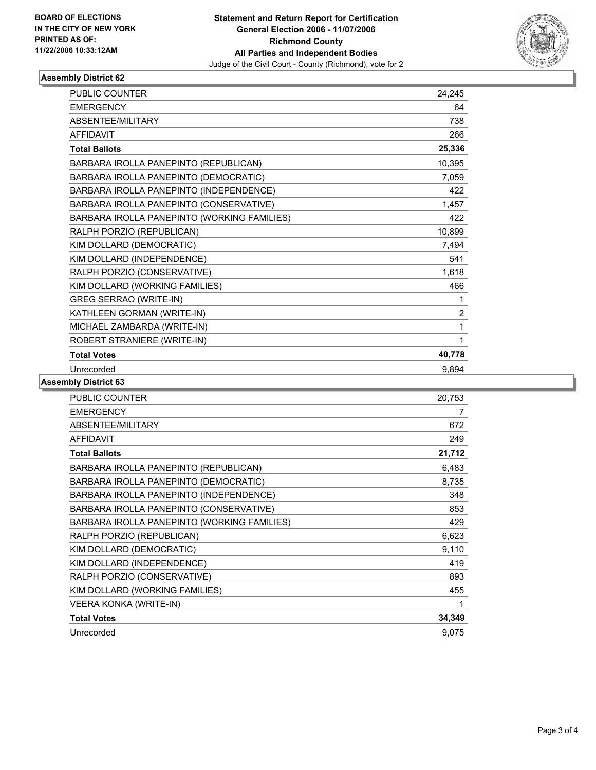**BOARD OF ELECTIONS IN THE CITY OF NEW YORK PRINTED AS OF: 11/22/2006 10:33:12AM**

# Statement and Return Report for Certification
## General Election 2006 - 11/07/2006
## Richmond County
## All Parties and Independent Bodies
Judge of the Civil Court - County (Richmond), vote for 2

### Assembly District 62

| | |
|---|---|
| PUBLIC COUNTER | 24,245 |
| EMERGENCY | 64 |
| ABSENTEE/MILITARY | 738 |
| AFFIDAVIT | 266 |
| **Total Ballots** | **25,336** |
| BARBARA IROLLA PANEPINTO (REPUBLICAN) | 10,395 |
| BARBARA IROLLA PANEPINTO (DEMOCRATIC) | 7,059 |
| BARBARA IROLLA PANEPINTO (INDEPENDENCE) | 422 |
| BARBARA IROLLA PANEPINTO (CONSERVATIVE) | 1,457 |
| BARBARA IROLLA PANEPINTO (WORKING FAMILIES) | 422 |
| RALPH PORZIO (REPUBLICAN) | 10,899 |
| KIM DOLLARD (DEMOCRATIC) | 7,494 |
| KIM DOLLARD (INDEPENDENCE) | 541 |
| RALPH PORZIO (CONSERVATIVE) | 1,618 |
| KIM DOLLARD (WORKING FAMILIES) | 466 |
| GREG SERRAO (WRITE-IN) | 1 |
| KATHLEEN GORMAN (WRITE-IN) | 2 |
| MICHAEL ZAMBARDA (WRITE-IN) | 1 |
| ROBERT STRANIERE (WRITE-IN) | 1 |
| **Total Votes** | **40,778** |
| Unrecorded | 9,894 |

### Assembly District 63

| | |
|---|---|
| PUBLIC COUNTER | 20,753 |
| EMERGENCY | 7 |
| ABSENTEE/MILITARY | 672 |
| AFFIDAVIT | 249 |
| **Total Ballots** | **21,712** |
| BARBARA IROLLA PANEPINTO (REPUBLICAN) | 6,483 |
| BARBARA IROLLA PANEPINTO (DEMOCRATIC) | 8,735 |
| BARBARA IROLLA PANEPINTO (INDEPENDENCE) | 348 |
| BARBARA IROLLA PANEPINTO (CONSERVATIVE) | 853 |
| BARBARA IROLLA PANEPINTO (WORKING FAMILIES) | 429 |
| RALPH PORZIO (REPUBLICAN) | 6,623 |
| KIM DOLLARD (DEMOCRATIC) | 9,110 |
| KIM DOLLARD (INDEPENDENCE) | 419 |
| RALPH PORZIO (CONSERVATIVE) | 893 |
| KIM DOLLARD (WORKING FAMILIES) | 455 |
| VEERA KONKA (WRITE-IN) | 1 |
| **Total Votes** | **34,349** |
| Unrecorded | 9,075 |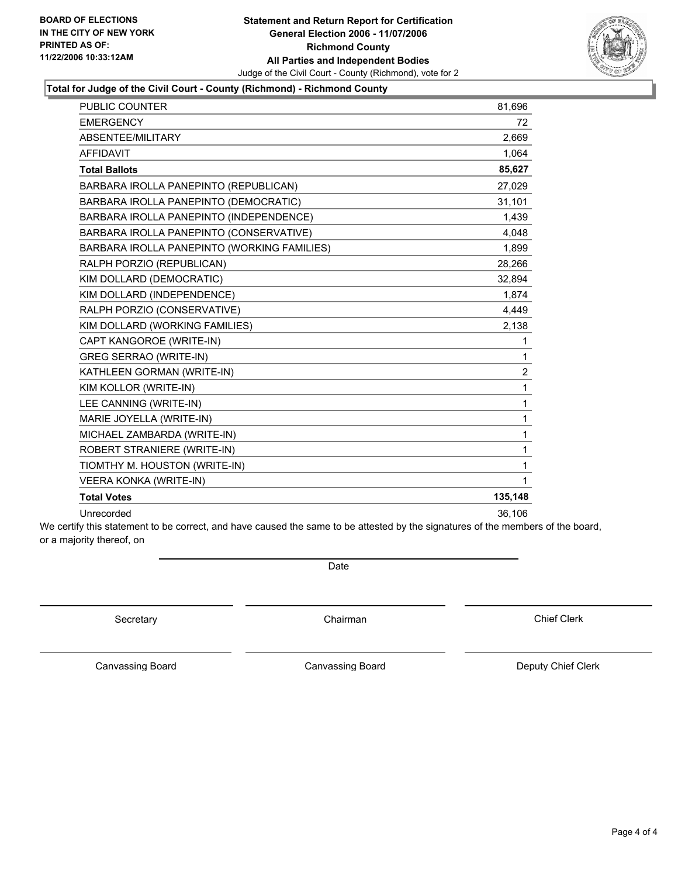**BOARD OF ELECTIONS IN THE CITY OF NEW YORK PRINTED AS OF: 11/22/2006 10:33:12AM**

**Statement and Return Report for Certification**
**General Election 2006 - 11/07/2006**
**Richmond County**
**All Parties and Independent Bodies**
Judge of the Civil Court - County (Richmond), vote for 2

**Total for Judge of the Civil Court - County (Richmond) - Richmond County**

| | |
|---|---|
| PUBLIC COUNTER | 81,696 |
| EMERGENCY | 72 |
| ABSENTEE/MILITARY | 2,669 |
| AFFIDAVIT | 1,064 |
| **Total Ballots** | **85,627** |
| BARBARA IROLLA PANEPINTO (REPUBLICAN) | 27,029 |
| BARBARA IROLLA PANEPINTO (DEMOCRATIC) | 31,101 |
| BARBARA IROLLA PANEPINTO (INDEPENDENCE) | 1,439 |
| BARBARA IROLLA PANEPINTO (CONSERVATIVE) | 4,048 |
| BARBARA IROLLA PANEPINTO (WORKING FAMILIES) | 1,899 |
| RALPH PORZIO (REPUBLICAN) | 28,266 |
| KIM DOLLARD (DEMOCRATIC) | 32,894 |
| KIM DOLLARD (INDEPENDENCE) | 1,874 |
| RALPH PORZIO (CONSERVATIVE) | 4,449 |
| KIM DOLLARD (WORKING FAMILIES) | 2,138 |
| CAPT KANGOROE (WRITE-IN) | 1 |
| GREG SERRAO (WRITE-IN) | 1 |
| KATHLEEN GORMAN (WRITE-IN) | 2 |
| KIM KOLLOR (WRITE-IN) | 1 |
| LEE CANNING (WRITE-IN) | 1 |
| MARIE JOYELLA (WRITE-IN) | 1 |
| MICHAEL ZAMBARDA (WRITE-IN) | 1 |
| ROBERT STRANIERE (WRITE-IN) | 1 |
| TIOMTHY M. HOUSTON (WRITE-IN) | 1 |
| VEERA KONKA (WRITE-IN) | 1 |
| **Total Votes** | **135,148** |
| Unrecorded | 36,106 |

We certify this statement to be correct, and have caused the same to be attested by the signatures of the members of the board, or a majority thereof, on

Date

Secretary

Chairman

Chief Clerk

Canvassing Board

Canvassing Board

Deputy Chief Clerk